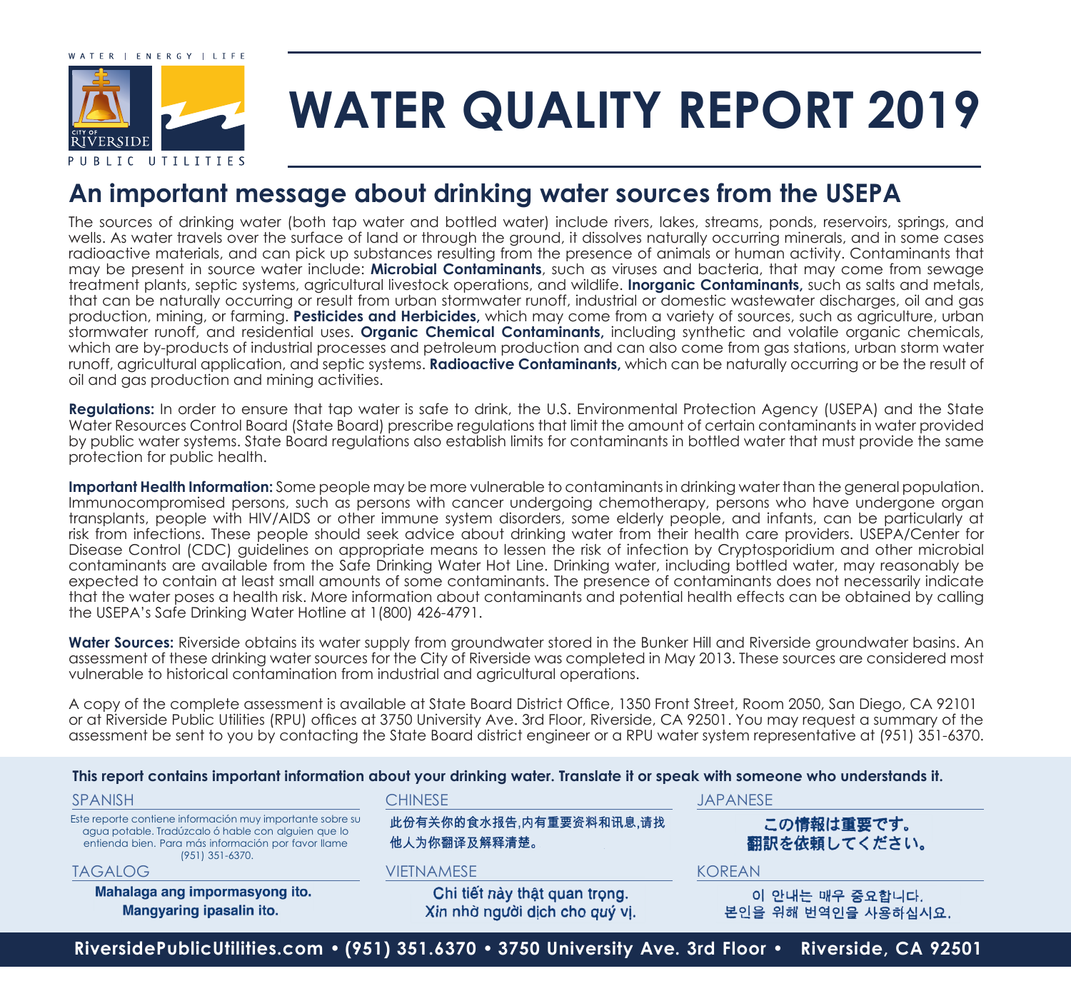WATER | ENERGY | LIFE

CITY OF RIVERSIDE

PUBLIC UTILITIES

# WATER QUALITY REPORT 2019

## An important message about drinking water sources from the USEPA

The sources of drinking water (both tap water and bottled water) include rivers, lakes, streams, ponds, reservoirs, springs, and wells. As water travels over the surface of land or through the ground, it dissolves naturally occurring minerals, and in some cases radioactive materials, and can pick up substances resulting from the presence of animals or human activity. Contaminants that may be present in source water include: **Microbial Contaminants**, such as viruses and bacteria, that may come from sewage treatment plants, septic systems, agricultural livestock operations, and wildlife. **Inorganic Contaminants,** such as salts and metals, that can be naturally occurring or result from urban stormwater runoff, industrial or domestic wastewater discharges, oil and gas production, mining, or farming. **Pesticides and Herbicides,** which may come from a variety of sources, such as agriculture, urban stormwater runoff, and residential uses. **Organic Chemical Contaminants,** including synthetic and volatile organic chemicals, which are by-products of industrial processes and petroleum production and can also come from gas stations, urban storm water runoff, agricultural application, and septic systems. **Radioactive Contaminants,** which can be naturally occurring or be the result of oil and gas production and mining activities.

**Regulations:** In order to ensure that tap water is safe to drink, the U.S. Environmental Protection Agency (USEPA) and the State Water Resources Control Board (State Board) prescribe regulations that limit the amount of certain contaminants in water provided by public water systems. State Board regulations also establish limits for contaminants in bottled water that must provide the same protection for public health.

**Important Health Information:** Some people may be more vulnerable to contaminants in drinking water than the general population. Immunocompromised persons, such as persons with cancer undergoing chemotherapy, persons who have undergone organ transplants, people with HIV/AIDS or other immune system disorders, some elderly people, and infants, can be particularly at risk from infections. These people should seek advice about drinking water from their health care providers. USEPA/Center for Disease Control (CDC) guidelines on appropriate means to lessen the risk of infection by Cryptosporidium and other microbial contaminants are available from the Safe Drinking Water Hot Line. Drinking water, including bottled water, may reasonably be expected to contain at least small amounts of some contaminants. The presence of contaminants does not necessarily indicate that the water poses a health risk. More information about contaminants and potential health effects can be obtained by calling the USEPA's Safe Drinking Water Hotline at 1(800) 426-4791.

**Water Sources:** Riverside obtains its water supply from groundwater stored in the Bunker Hill and Riverside groundwater basins. An assessment of these drinking water sources for the City of Riverside was completed in May 2013. These sources are considered most vulnerable to historical contamination from industrial and agricultural operations.

A copy of the complete assessment is available at State Board District Office, 1350 Front Street, Room 2050, San Diego, CA 92101 or at Riverside Public Utilities (RPU) offices at 3750 University Ave. 3rd Floor, Riverside, CA 92501. You may request a summary of the assessment be sent to you by contacting the State Board district engineer or a RPU water system representative at (951) 351-6370.

**This report contains important information about your drinking water. Translate it or speak with someone who understands it.**

SPANISH

Este reporte contiene información muy importante sobre su agua potable. Tradúzcalo ó hable con alguien que lo entienda bien. Para más información por favor llame (951) 351-6370.

CHINESE

此份有关你的食水报告,内有重要资料和讯息,请找他人为你翻译及解释清楚。

JAPANESE

この情報は重要です。翻訳を依頼してください。

TAGALOG

Mahalaga ang impormasyong ito. Mangyaring ipasalin ito.

VIETNAMESE

Chi tiết này thật quan trọng. Xin nhờ người dịch cho quý vị.

KOREAN

이 안내는 매우 중요합니다. 본인을 위해 번역인을 사용하십시요.

**RiversidePublicUtilities.com • (951) 351.6370 • 3750 University Ave. 3rd Floor • Riverside, CA 92501**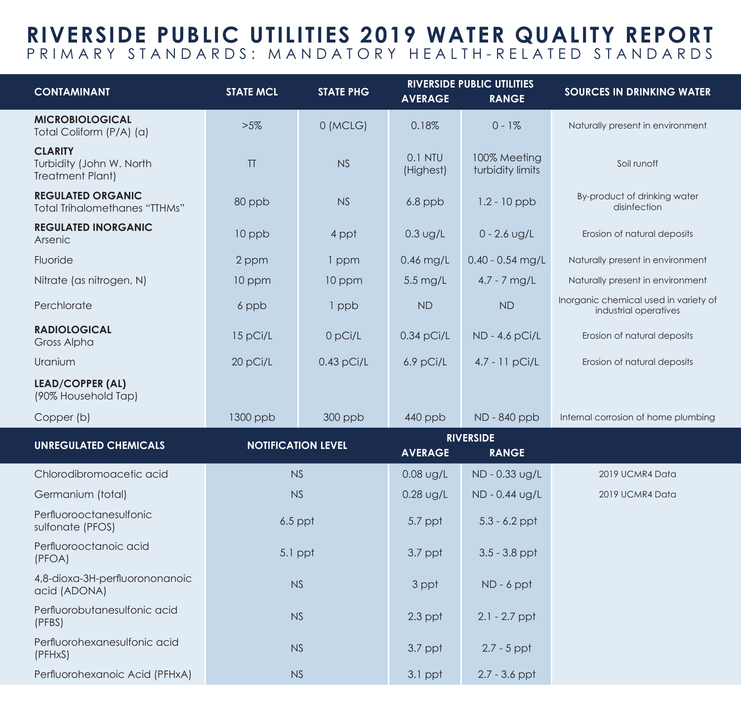# RIVERSIDE PUBLIC UTILITIES 2019 WATER QUALITY REPORT

## PRIMARY STANDARDS: MANDATORY HEALTH-RELATED STANDARDS

| CONTAMINANT | STATE MCL | STATE PHG | RIVERSIDE PUBLIC UTILITIES AVERAGE | RIVERSIDE PUBLIC UTILITIES RANGE | SOURCES IN DRINKING WATER |
|---|---|---|---|---|---|
| **MICROBIOLOGICAL** Total Coliform (P/A) (a) | >5% | 0 (MCLG) | 0.18% | 0 - 1% | Naturally present in environment |
| **CLARITY** Turbidity (John W. North Treatment Plant) | TT | NS | 0.1 NTU (Highest) | 100% Meeting turbidity limits | Soil runoff |
| **REGULATED ORGANIC** Total Trihalomethanes "TTHMs" | 80 ppb | NS | 6.8 ppb | 1.2 - 10 ppb | By-product of drinking water disinfection |
| **REGULATED INORGANIC** Arsenic | 10 ppb | 4 ppt | 0.3 ug/L | 0 - 2.6 ug/L | Erosion of natural deposits |
| Fluoride | 2 ppm | 1 ppm | 0.46 mg/L | 0.40 - 0.54 mg/L | Naturally present in environment |
| Nitrate (as nitrogen, N) | 10 ppm | 10 ppm | 5.5 mg/L | 4.7 - 7 mg/L | Naturally present in environment |
| Perchlorate | 6 ppb | 1 ppb | ND | ND | Inorganic chemical used in variety of industrial operatives |
| **RADIOLOGICAL** Gross Alpha | 15 pCi/L | 0 pCi/L | 0.34 pCi/L | ND - 4.6 pCi/L | Erosion of natural deposits |
| Uranium | 20 pCi/L | 0.43 pCi/L | 6.9 pCi/L | 4.7 - 11 pCi/L | Erosion of natural deposits |
| **LEAD/COPPER (AL)** (90% Household Tap) | | | | | |
| Copper (b) | 1300 ppb | 300 ppb | 440 ppb | ND - 840 ppb | Internal corrosion of home plumbing |

| UNREGULATED CHEMICALS | NOTIFICATION LEVEL | RIVERSIDE AVERAGE | RIVERSIDE RANGE | |
|---|---|---|---|---|
| Chlorodibromoacetic acid | NS | 0.08 ug/L | ND - 0.33 ug/L | 2019 UCMR4 Data |
| Germanium (total) | NS | 0.28 ug/L | ND - 0.44 ug/L | 2019 UCMR4 Data |
| Perfluorooctanesulfonic sulfonate (PFOS) | 6.5 ppt | 5.7 ppt | 5.3 - 6.2 ppt | |
| Perfluorooctanoic acid (PFOA) | 5.1 ppt | 3.7 ppt | 3.5 - 3.8 ppt | |
| 4,8-dioxa-3H-perfluorononanoic acid (ADONA) | NS | 3 ppt | ND - 6 ppt | |
| Perfluorobutanesulfonic acid (PFBS) | NS | 2.3 ppt | 2.1 - 2.7 ppt | |
| Perfluorohexanesulfonic acid (PFHxS) | NS | 3.7 ppt | 2.7 - 5 ppt | |
| Perfluorohexanoic Acid (PFHxA) | NS | 3.1 ppt | 2.7 - 3.6 ppt | |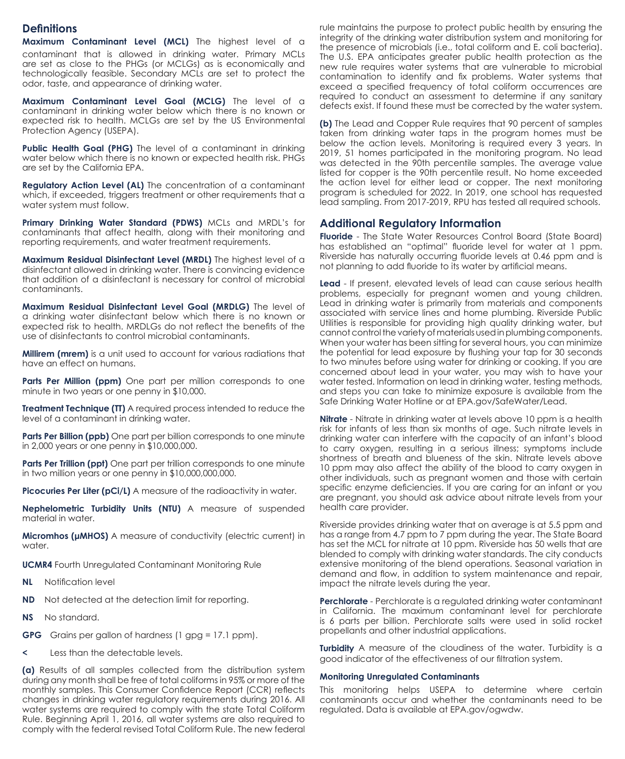## Definitions

**Maximum Contaminant Level (MCL)** The highest level of a contaminant that is allowed in drinking water. Primary MCLs are set as close to the PHGs (or MCLGs) as is economically and technologically feasible. Secondary MCLs are set to protect the odor, taste, and appearance of drinking water.

**Maximum Contaminant Level Goal (MCLG)** The level of a contaminant in drinking water below which there is no known or expected risk to health. MCLGs are set by the US Environmental Protection Agency (USEPA).

**Public Health Goal (PHG)** The level of a contaminant in drinking water below which there is no known or expected health risk. PHGs are set by the California EPA.

**Regulatory Action Level (AL)** The concentration of a contaminant which, if exceeded, triggers treatment or other requirements that a water system must follow.

**Primary Drinking Water Standard (PDWS)** MCLs and MRDL's for contaminants that affect health, along with their monitoring and reporting requirements, and water treatment requirements.

**Maximum Residual Disinfectant Level (MRDL)** The highest level of a disinfectant allowed in drinking water. There is convincing evidence that addition of a disinfectant is necessary for control of microbial contaminants.

**Maximum Residual Disinfectant Level Goal (MRDLG)** The level of a drinking water disinfectant below which there is no known or expected risk to health. MRDLGs do not reflect the benefits of the use of disinfectants to control microbial contaminants.

**Millirem (mrem)** is a unit used to account for various radiations that have an effect on humans.

**Parts Per Million (ppm)** One part per million corresponds to one minute in two years or one penny in $10,000.

**Treatment Technique (TT)** A required process intended to reduce the level of a contaminant in drinking water.

**Parts Per Billion (ppb)** One part per billion corresponds to one minute in 2,000 years or one penny in $10,000,000.

**Parts Per Trillion (ppt)** One part per trillion corresponds to one minute in two million years or one penny in $10,000,000,000.

**Picocuries Per Liter (pCi/L)** A measure of the radioactivity in water.

**Nephelometric Turbidity Units (NTU)** A measure of suspended material in water.

**Micromhos (μMHOS)** A measure of conductivity (electric current) in water.

**UCMR4** Fourth Unregulated Contaminant Monitoring Rule

**NL** Notification level

**ND** Not detected at the detection limit for reporting.

**NS** No standard.

**GPG** Grains per gallon of hardness (1 gpg = 17.1 ppm).

**<** Less than the detectable levels.

**(a)** Results of all samples collected from the distribution system during any month shall be free of total coliforms in 95% or more of the monthly samples. This Consumer Confidence Report (CCR) reflects changes in drinking water regulatory requirements during 2016. All water systems are required to comply with the state Total Coliform Rule. Beginning April 1, 2016, all water systems are also required to comply with the federal revised Total Coliform Rule. The new federal rule maintains the purpose to protect public health by ensuring the integrity of the drinking water distribution system and monitoring for the presence of microbials (i.e., total coliform and E. coli bacteria). The U.S. EPA anticipates greater public health protection as the new rule requires water systems that are vulnerable to microbial contamination to identify and fix problems. Water systems that exceed a specified frequency of total coliform occurrences are required to conduct an assessment to determine if any sanitary defects exist. If found these must be corrected by the water system.

**(b)** The Lead and Copper Rule requires that 90 percent of samples taken from drinking water taps in the program homes must be below the action levels. Monitoring is required every 3 years. In 2019, 51 homes participated in the monitoring program. No lead was detected in the 90th percentile samples. The average value listed for copper is the 90th percentile result. No home exceeded the action level for either lead or copper. The next monitoring program is scheduled for 2022. In 2019, one school has requested lead sampling. From 2017-2019, RPU has tested all required schools.

## Additional Regulatory Information

**Fluoride** - The State Water Resources Control Board (State Board) has established an "optimal" fluoride level for water at 1 ppm. Riverside has naturally occurring fluoride levels at 0.46 ppm and is not planning to add fluoride to its water by artificial means.

**Lead** - If present, elevated levels of lead can cause serious health problems, especially for pregnant women and young children. Lead in drinking water is primarily from materials and components associated with service lines and home plumbing. Riverside Public Utilities is responsible for providing high quality drinking water, but cannot control the variety of materials used in plumbing components. When your water has been sitting for several hours, you can minimize the potential for lead exposure by flushing your tap for 30 seconds to two minutes before using water for drinking or cooking. If you are concerned about lead in your water, you may wish to have your water tested. Information on lead in drinking water, testing methods, and steps you can take to minimize exposure is available from the Safe Drinking Water Hotline or at EPA.gov/SafeWater/Lead.

**Nitrate** - Nitrate in drinking water at levels above 10 ppm is a health risk for infants of less than six months of age. Such nitrate levels in drinking water can interfere with the capacity of an infant's blood to carry oxygen, resulting in a serious illness; symptoms include shortness of breath and blueness of the skin. Nitrate levels above 10 ppm may also affect the ability of the blood to carry oxygen in other individuals, such as pregnant women and those with certain specific enzyme deficiencies. If you are caring for an infant or you are pregnant, you should ask advice about nitrate levels from your health care provider.

Riverside provides drinking water that on average is at 5.5 ppm and has a range from 4.7 ppm to 7 ppm during the year. The State Board has set the MCL for nitrate at 10 ppm. Riverside has 50 wells that are blended to comply with drinking water standards. The city conducts extensive monitoring of the blend operations. Seasonal variation in demand and flow, in addition to system maintenance and repair, impact the nitrate levels during the year.

**Perchlorate** - Perchlorate is a regulated drinking water contaminant in California. The maximum contaminant level for perchlorate is 6 parts per billion. Perchlorate salts were used in solid rocket propellants and other industrial applications.

**Turbidity** A measure of the cloudiness of the water. Turbidity is a good indicator of the effectiveness of our filtration system.

### Monitoring Unregulated Contaminants

This monitoring helps USEPA to determine where certain contaminants occur and whether the contaminants need to be regulated. Data is available at EPA.gov/ogwdw.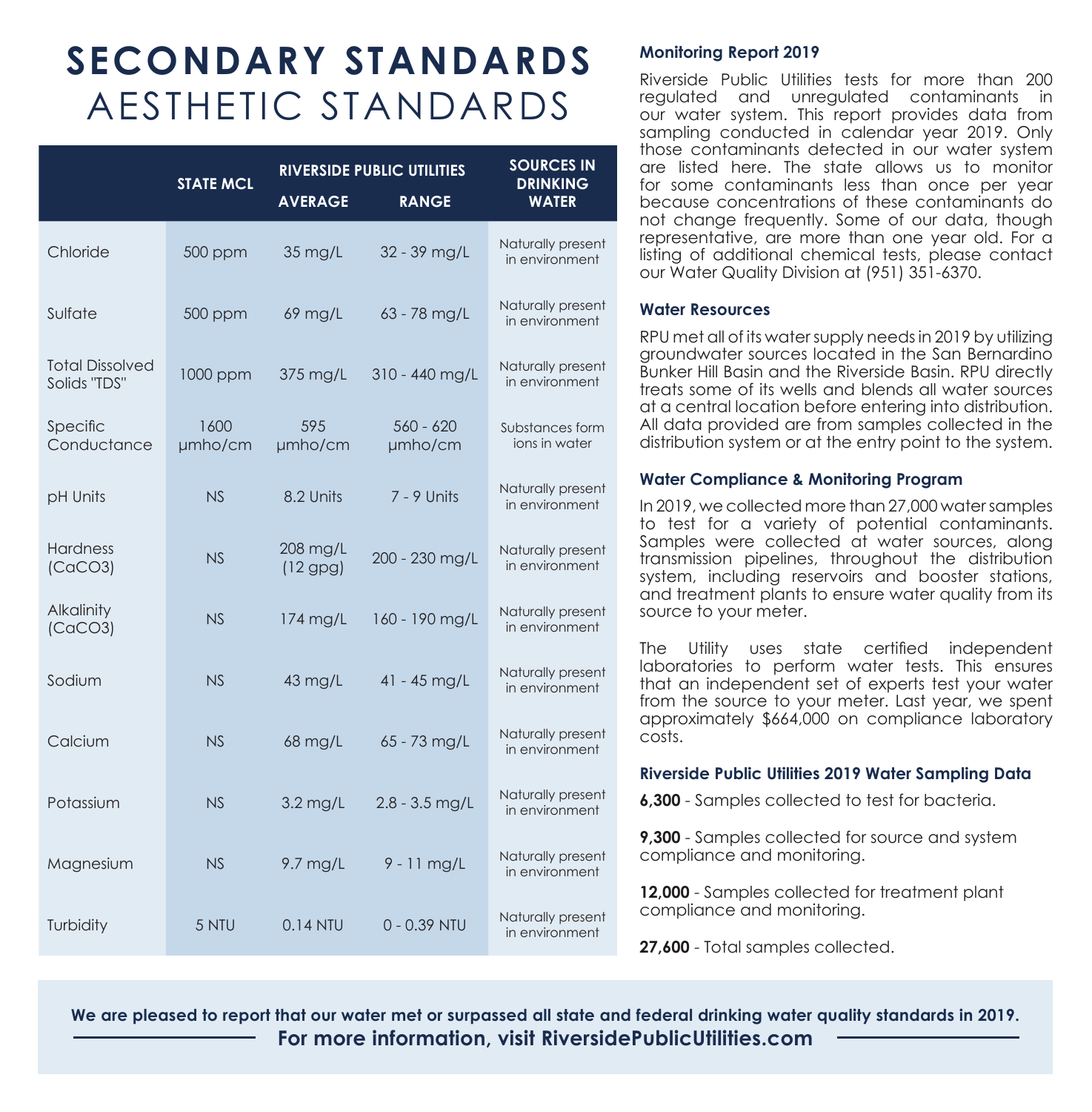# SECONDARY STANDARDS
## AESTHETIC STANDARDS

| | STATE MCL | RIVERSIDE PUBLIC UTILITIES | | SOURCES IN DRINKING WATER |
|---|---|---|---|---|
| | | AVERAGE | RANGE | |
| Chloride | 500 ppm | 35 mg/L | 32 - 39 mg/L | Naturally present in environment |
| Sulfate | 500 ppm | 69 mg/L | 63 - 78 mg/L | Naturally present in environment |
| Total Dissolved Solids "TDS" | 1000 ppm | 375 mg/L | 310 - 440 mg/L | Naturally present in environment |
| Specific Conductance | 1600 μmho/cm | 595 μmho/cm | 560 - 620 μmho/cm | Substances form ions in water |
| pH Units | NS | 8.2 Units | 7 - 9 Units | Naturally present in environment |
| Hardness (CaCO3) | NS | 208 mg/L (12 gpg) | 200 - 230 mg/L | Naturally present in environment |
| Alkalinity (CaCO3) | NS | 174 mg/L | 160 - 190 mg/L | Naturally present in environment |
| Sodium | NS | 43 mg/L | 41 - 45 mg/L | Naturally present in environment |
| Calcium | NS | 68 mg/L | 65 - 73 mg/L | Naturally present in environment |
| Potassium | NS | 3.2 mg/L | 2.8 - 3.5 mg/L | Naturally present in environment |
| Magnesium | NS | 9.7 mg/L | 9 - 11 mg/L | Naturally present in environment |
| Turbidity | 5 NTU | 0.14 NTU | 0 - 0.39 NTU | Naturally present in environment |

### Monitoring Report 2019

Riverside Public Utilities tests for more than 200 regulated and unregulated contaminants in our water system. This report provides data from sampling conducted in calendar year 2019. Only those contaminants detected in our water system are listed here. The state allows us to monitor for some contaminants less than once per year because concentrations of these contaminants do not change frequently. Some of our data, though representative, are more than one year old. For a listing of additional chemical tests, please contact our Water Quality Division at (951) 351-6370.

### Water Resources

RPU met all of its water supply needs in 2019 by utilizing groundwater sources located in the San Bernardino Bunker Hill Basin and the Riverside Basin. RPU directly treats some of its wells and blends all water sources at a central location before entering into distribution. All data provided are from samples collected in the distribution system or at the entry point to the system.

### Water Compliance & Monitoring Program

In 2019, we collected more than 27,000 water samples to test for a variety of potential contaminants. Samples were collected at water sources, along transmission pipelines, throughout the distribution system, including reservoirs and booster stations, and treatment plants to ensure water quality from its source to your meter.

The Utility uses state certified independent laboratories to perform water tests. This ensures that an independent set of experts test your water from the source to your meter. Last year, we spent approximately $664,000 on compliance laboratory costs.

### Riverside Public Utilities 2019 Water Sampling Data

**6,300** - Samples collected to test for bacteria.

**9,300** - Samples collected for source and system compliance and monitoring.

**12,000** - Samples collected for treatment plant compliance and monitoring.

**27,600** - Total samples collected.

**We are pleased to report that our water met or surpassed all state and federal drinking water quality standards in 2019.**

**For more information, visit RiversidePublicUtilities.com**